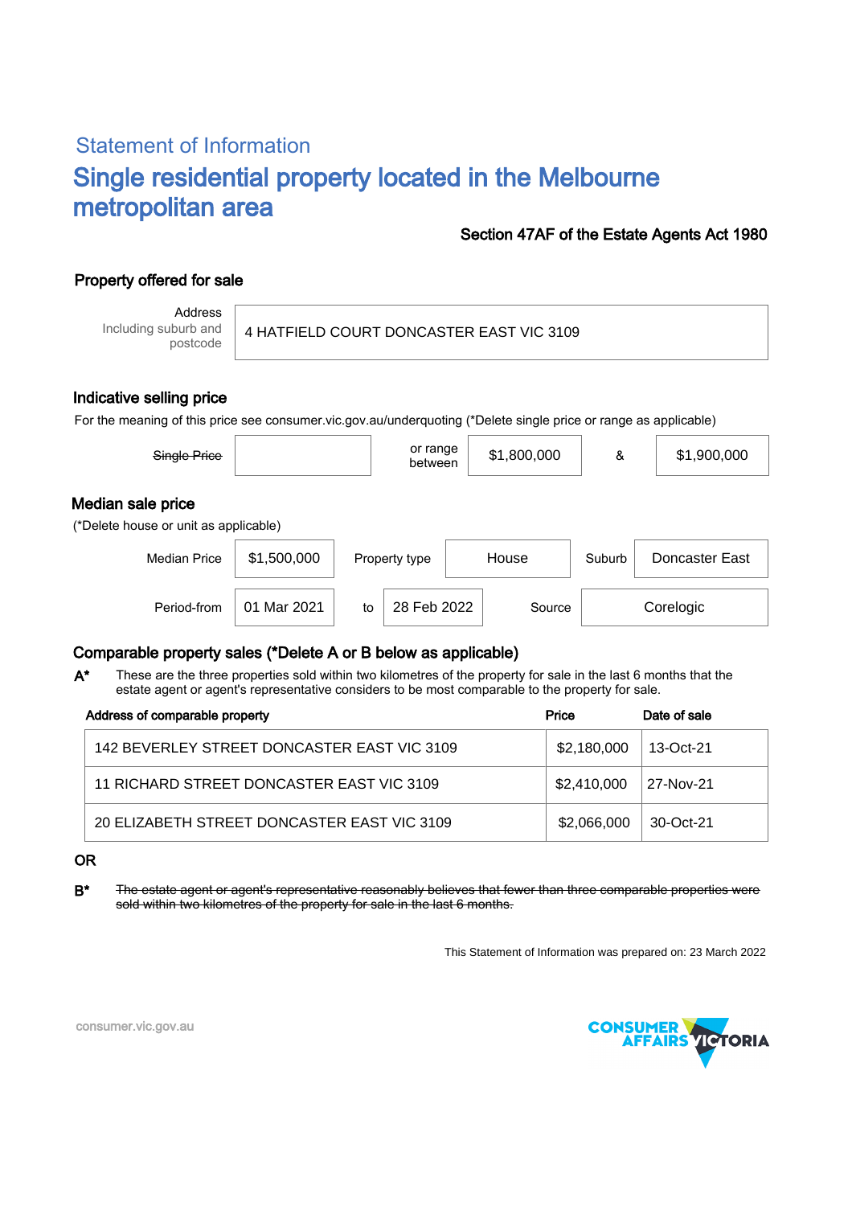## Statement of Information

# Single residential property located in the Melbourne metropolitan area

**Section 47AF of the Estate Agents Act 1980**

### Property offered for sale

| Address Including suburb and postcode | 4 HATFIELD COURT DONCASTER EAST VIC 3109 |
|---|---|

### Indicative selling price

For the meaning of this price see consumer.vic.gov.au/underquoting (*Delete single price or range as applicable)

| ~~Single Price~~ | | or range between | $1,800,000 | & | $1,900,000 |
|---|---|---|---|---|---|

### Median sale price

(*Delete house or unit as applicable)

| Median Price | $1,500,000 | Property type | House | Suburb | Doncaster East |
|---|---|---|---|---|---|
| Period-from | 01 Mar 2021 | to | 28 Feb 2022 | Source | Corelogic |

### Comparable property sales (*Delete A or B below as applicable)

**A*** These are the three properties sold within two kilometres of the property for sale in the last 6 months that the estate agent or agent's representative considers to be most comparable to the property for sale.

| Address of comparable property | Price | Date of sale |
|---|---|---|
| 142 BEVERLEY STREET DONCASTER EAST VIC 3109 | $2,180,000 | 13-Oct-21 |
| 11 RICHARD STREET DONCASTER EAST VIC 3109 | $2,410,000 | 27-Nov-21 |
| 20 ELIZABETH STREET DONCASTER EAST VIC 3109 | $2,066,000 | 30-Oct-21 |

**OR**

**B*** ~~The estate agent or agent's representative reasonably believes that fewer than three comparable properties were sold within two kilometres of the property for sale in the last 6 months.~~

This Statement of Information was prepared on: 23 March 2022

consumer.vic.gov.au

CONSUMER AFFAIRS VICTORIA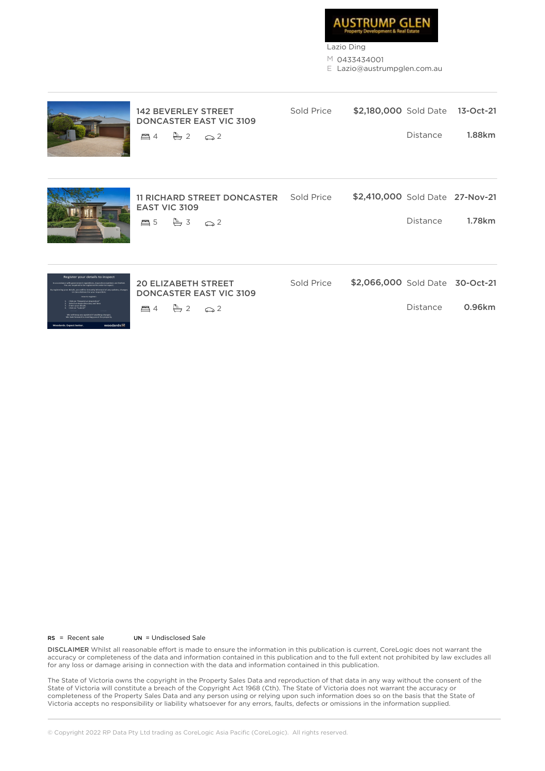AUSTRUMP GLEN
Property Development & Real Estate

Lazio Ding

M 0433434001

E Lazio@austrumpglen.com.au

**142 BEVERLEY STREET DONCASTER EAST VIC 3109**

4 | 2 | 2

Sold Price **$2,180,000** Sold Date **13-Oct-21**

Distance **1.88km**

**11 RICHARD STREET DONCASTER EAST VIC 3109**

5 | 3 | 2

Sold Price **$2,410,000** Sold Date **27-Nov-21**

Distance **1.78km**

**20 ELIZABETH STREET DONCASTER EAST VIC 3109**

4 | 2 | 2

Sold Price **$2,066,000** Sold Date **30-Oct-21**

Distance **0.96km**

**RS** = Recent sale **UN** = Undisclosed Sale

**DISCLAIMER** Whilst all reasonable effort is made to ensure the information in this publication is current, CoreLogic does not warrant the accuracy or completeness of the data and information contained in this publication and to the full extent not prohibited by law excludes all for any loss or damage arising in connection with the data and information contained in this publication.

The State of Victoria owns the copyright in the Property Sales Data and reproduction of that data in any way without the consent of the State of Victoria will constitute a breach of the Copyright Act 1968 (Cth). The State of Victoria does not warrant the accuracy or completeness of the Property Sales Data and any person using or relying upon such information does so on the basis that the State of Victoria accepts no responsibility or liability whatsoever for any errors, faults, defects or omissions in the information supplied.

© Copyright 2022 RP Data Pty Ltd trading as CoreLogic Asia Pacific (CoreLogic). All rights reserved.